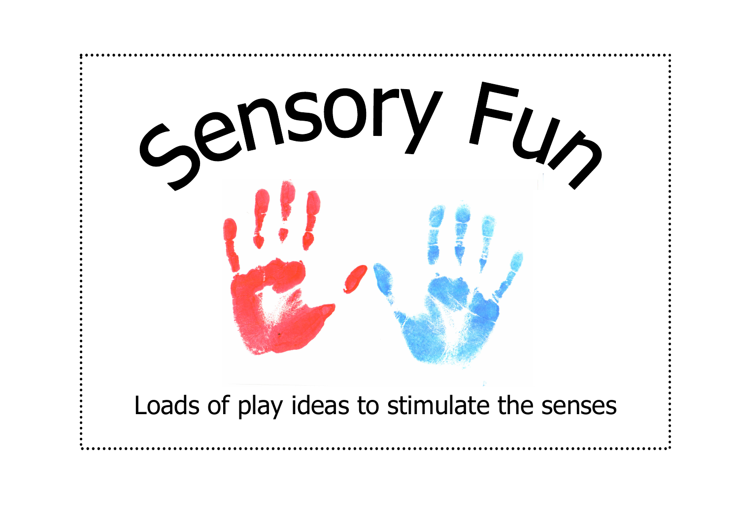# Sensory Fun

Loads of play ideas to stimulate the senses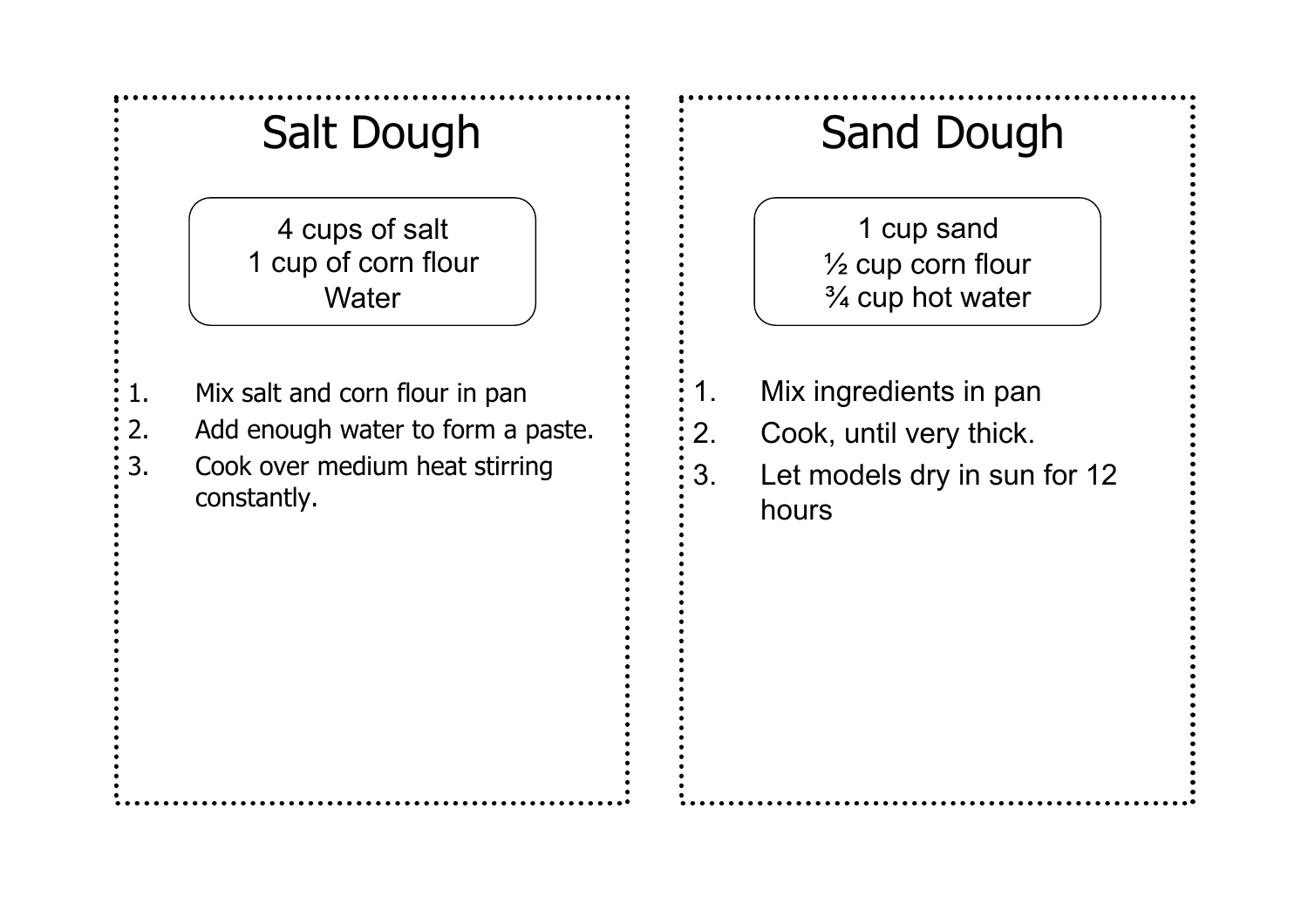## Salt Dough

4 cups of salt
1 cup of corn flour
Water

1. Mix salt and corn flour in pan
2. Add enough water to form a paste.
3. Cook over medium heat stirring constantly.

## Sand Dough

1 cup sand
½ cup corn flour
¾ cup hot water

1. Mix ingredients in pan
2. Cook, until very thick.
3. Let models dry in sun for 12 hours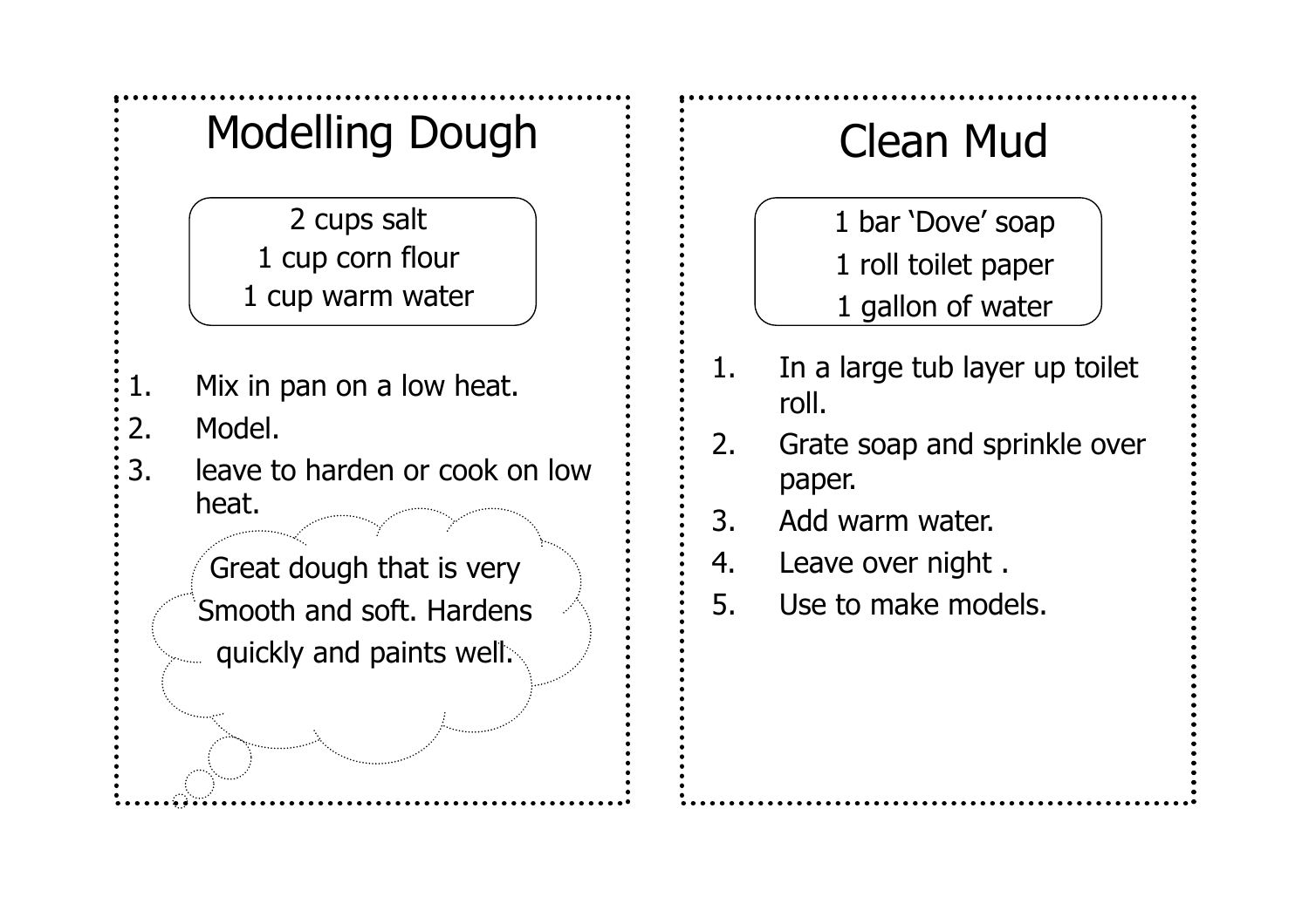## Modelling Dough

2 cups salt
1 cup corn flour
1 cup warm water

1. Mix in pan on a low heat.
2. Model.
3. leave to harden or cook on low heat.

Great dough that is very Smooth and soft. Hardens quickly and paints well.

## Clean Mud

1 bar 'Dove' soap
1 roll toilet paper
1 gallon of water

1. In a large tub layer up toilet roll.
2. Grate soap and sprinkle over paper.
3. Add warm water.
4. Leave over night .
5. Use to make models.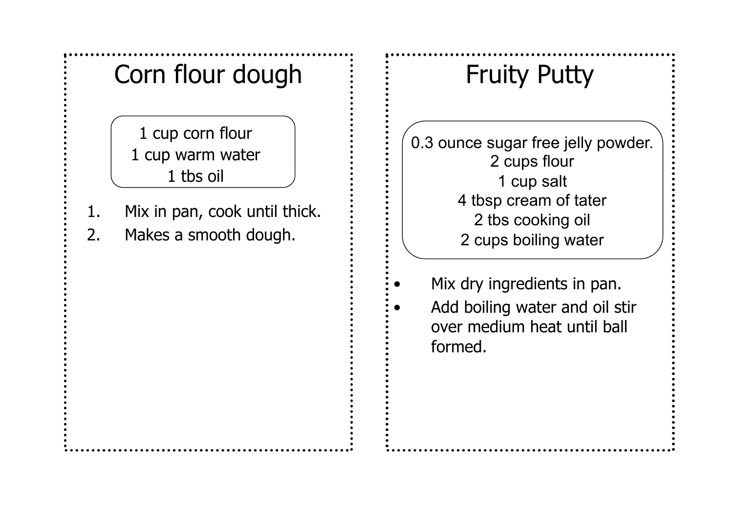# Corn flour dough

1 cup corn flour
1 cup warm water
1 tbs oil

1. Mix in pan, cook until thick.
2. Makes a smooth dough.

# Fruity Putty

0.3 ounce sugar free jelly powder.
2 cups flour
1 cup salt
4 tbsp cream of tater
2 tbs cooking oil
2 cups boiling water

- Mix dry ingredients in pan.
- Add boiling water and oil stir over medium heat until ball formed.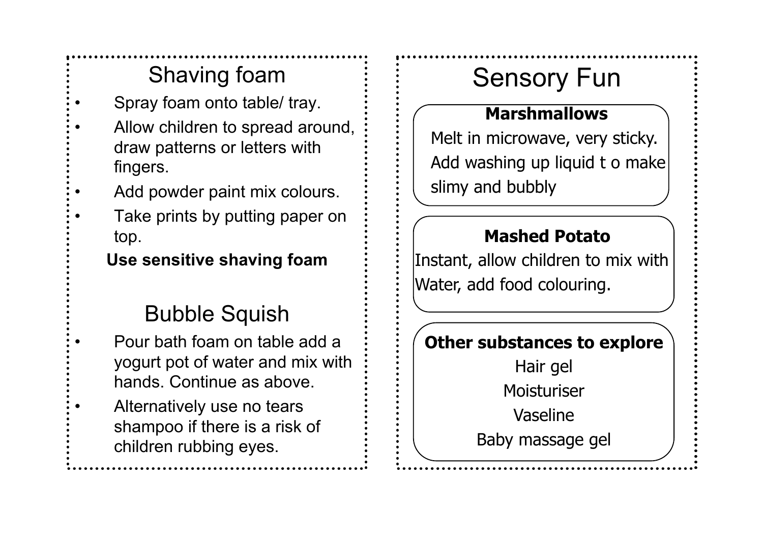## Shaving foam

- Spray foam onto table/ tray.
- Allow children to spread around, draw patterns or letters with fingers.
- Add powder paint mix colours.
- Take prints by putting paper on top.

**Use sensitive shaving foam**

## Bubble Squish

- Pour bath foam on table add a yogurt pot of water and mix with hands. Continue as above.
- Alternatively use no tears shampoo if there is a risk of children rubbing eyes.

# Sensory Fun

**Marshmallows**

Melt in microwave, very sticky. Add washing up liquid t o make slimy and bubbly

**Mashed Potato**

Instant, allow children to mix with Water, add food colouring.

**Other substances to explore**

Hair gel

Moisturiser

Vaseline

Baby massage gel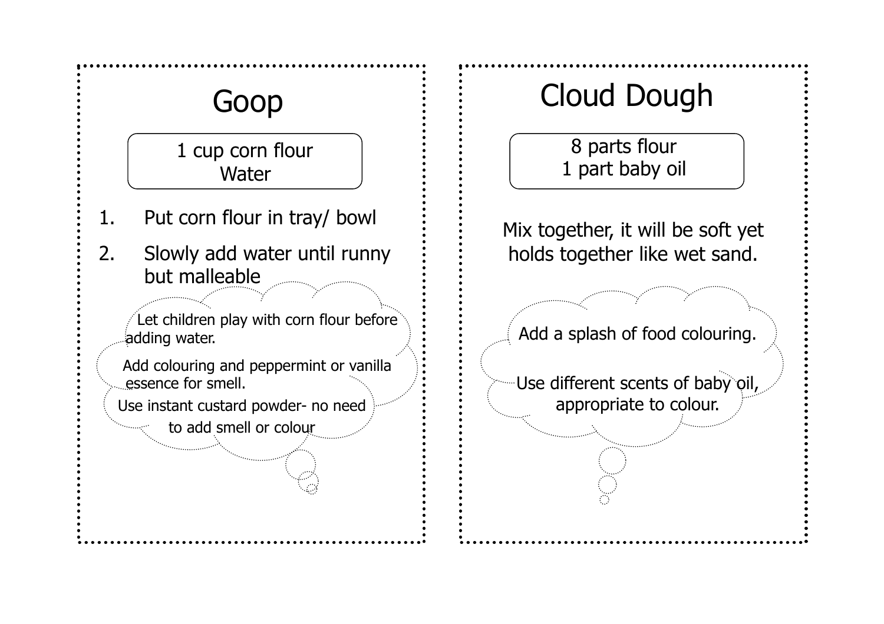## Goop

1 cup corn flour
Water

1. Put corn flour in tray/ bowl
2. Slowly add water until runny but malleable

Let children play with corn flour before adding water.

Add colouring and peppermint or vanilla essence for smell.

Use instant custard powder- no need to add smell or colour

## Cloud Dough

8 parts flour
1 part baby oil

Mix together, it will be soft yet holds together like wet sand.

Add a splash of food colouring.

Use different scents of baby oil, appropriate to colour.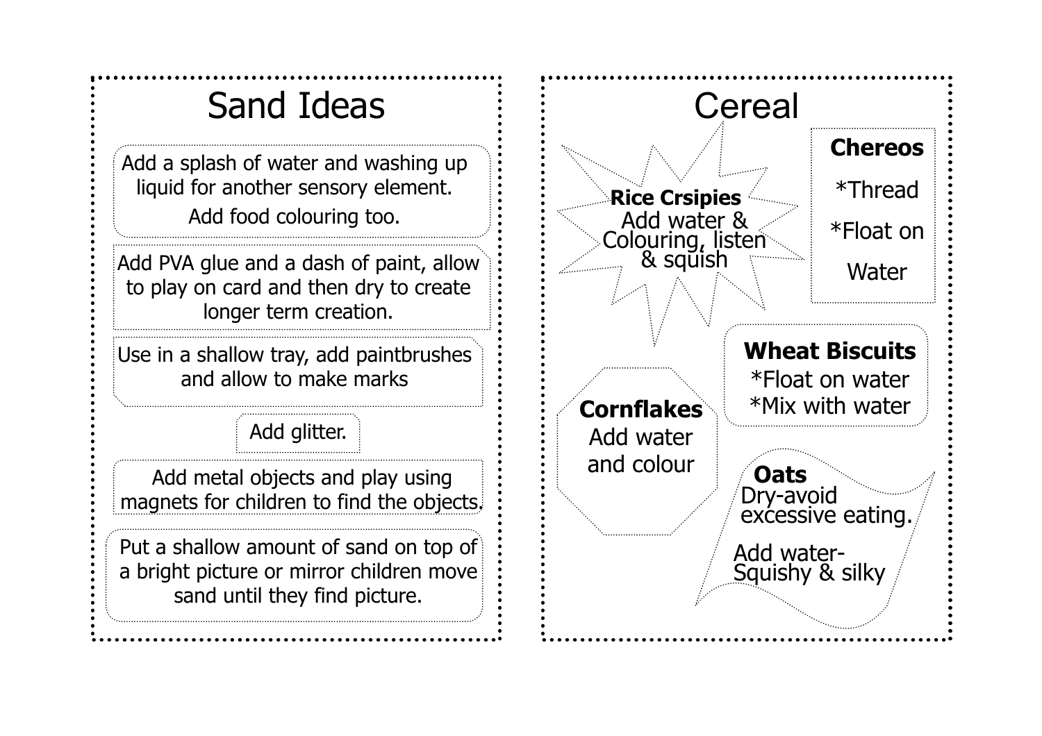# Sand Ideas

Add a splash of water and washing up liquid for another sensory element.

Add food colouring too.

Add PVA glue and a dash of paint, allow to play on card and then dry to create longer term creation.

Use in a shallow tray, add paintbrushes and allow to make marks

Add glitter.

Add metal objects and play using magnets for children to find the objects.

Put a shallow amount of sand on top of a bright picture or mirror children move sand until they find picture.

# Cereal

**Rice Crsipies**
Add water & Colouring, listen & squish

**Chereos**

*Thread

*Float on Water

**Wheat Biscuits**
*Float on water
*Mix with water

**Cornflakes**
Add water and colour

**Oats**
Dry-avoid excessive eating.

Add water-Squishy & silky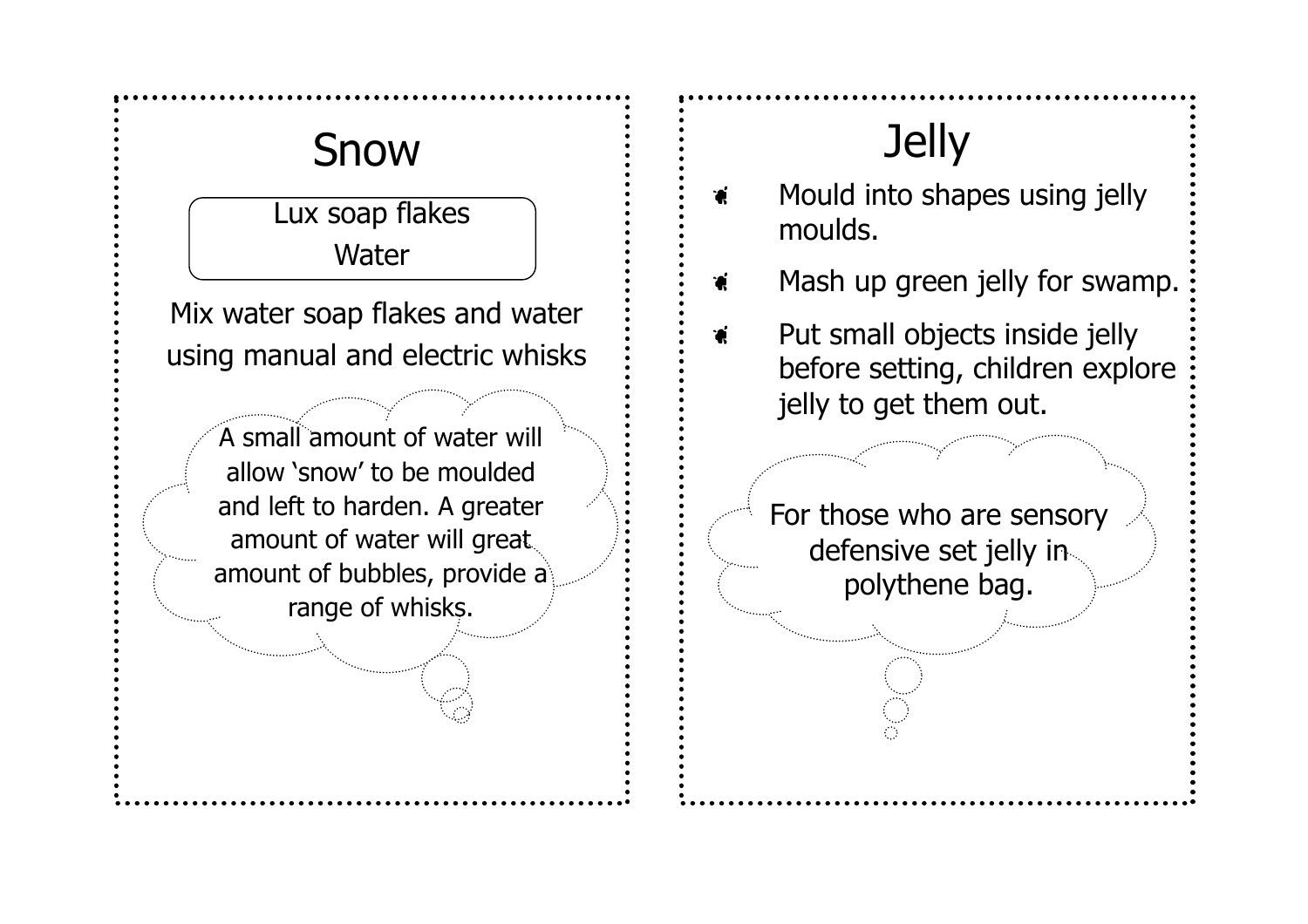## Snow

Lux soap flakes
Water

Mix water soap flakes and water using manual and electric whisks

A small amount of water will allow 'snow' to be moulded and left to harden. A greater amount of water will great amount of bubbles, provide a range of whisks.

## Jelly

- Mould into shapes using jelly moulds.
- Mash up green jelly for swamp.
- Put small objects inside jelly before setting, children explore jelly to get them out.

For those who are sensory defensive set jelly in polythene bag.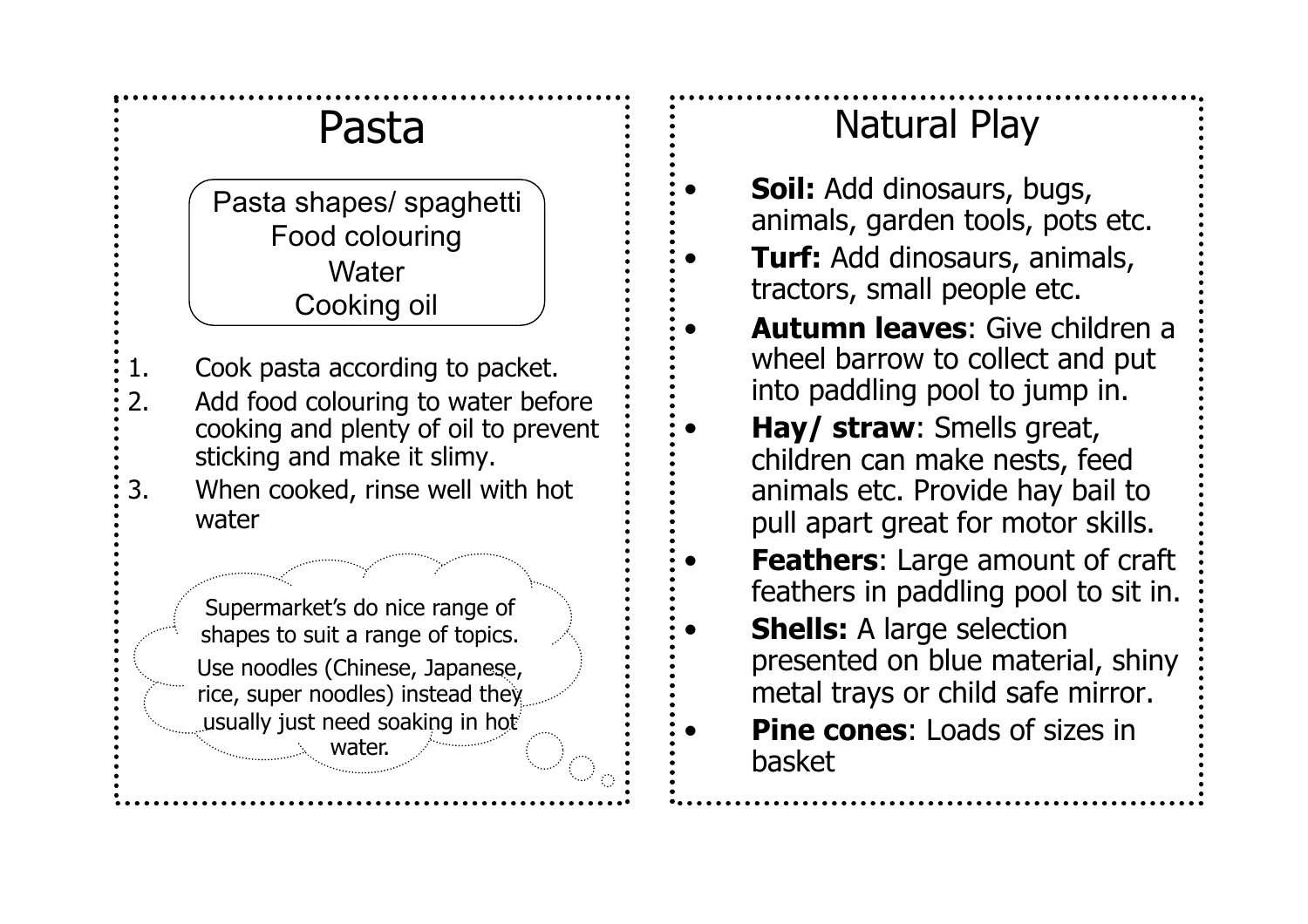## Pasta

Pasta shapes/ spaghetti
Food colouring
Water
Cooking oil

1. Cook pasta according to packet.
2. Add food colouring to water before cooking and plenty of oil to prevent sticking and make it slimy.
3. When cooked, rinse well with hot water

Supermarket's do nice range of shapes to suit a range of topics.

Use noodles (Chinese, Japanese, rice, super noodles) instead they usually just need soaking in hot water.

## Natural Play

- **Soil:** Add dinosaurs, bugs, animals, garden tools, pots etc.
- **Turf:** Add dinosaurs, animals, tractors, small people etc.
- **Autumn leaves**: Give children a wheel barrow to collect and put into paddling pool to jump in.
- **Hay/ straw**: Smells great, children can make nests, feed animals etc. Provide hay bail to pull apart great for motor skills.
- **Feathers**: Large amount of craft feathers in paddling pool to sit in.
- **Shells:** A large selection presented on blue material, shiny metal trays or child safe mirror.
- **Pine cones**: Loads of sizes in basket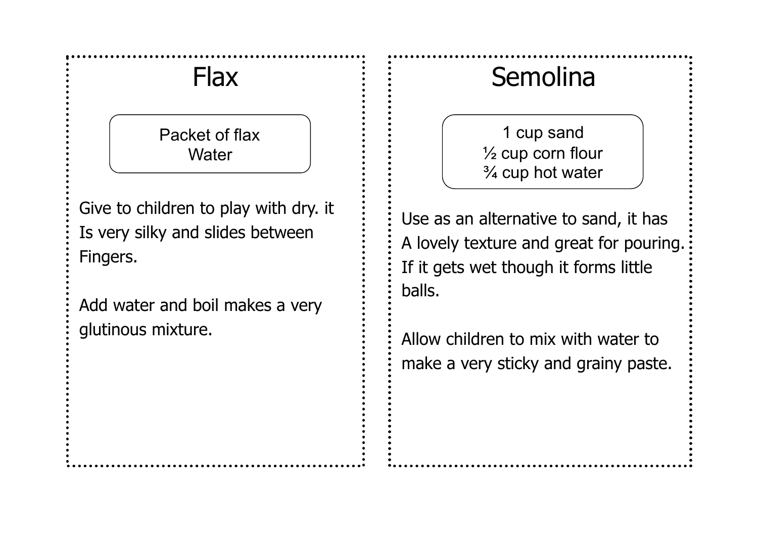## Flax

Packet of flax
Water

Give to children to play with dry. it Is very silky and slides between Fingers.

Add water and boil makes a very glutinous mixture.

## Semolina

1 cup sand
½ cup corn flour
¾ cup hot water

Use as an alternative to sand, it has A lovely texture and great for pouring. If it gets wet though it forms little balls.

Allow children to mix with water to make a very sticky and grainy paste.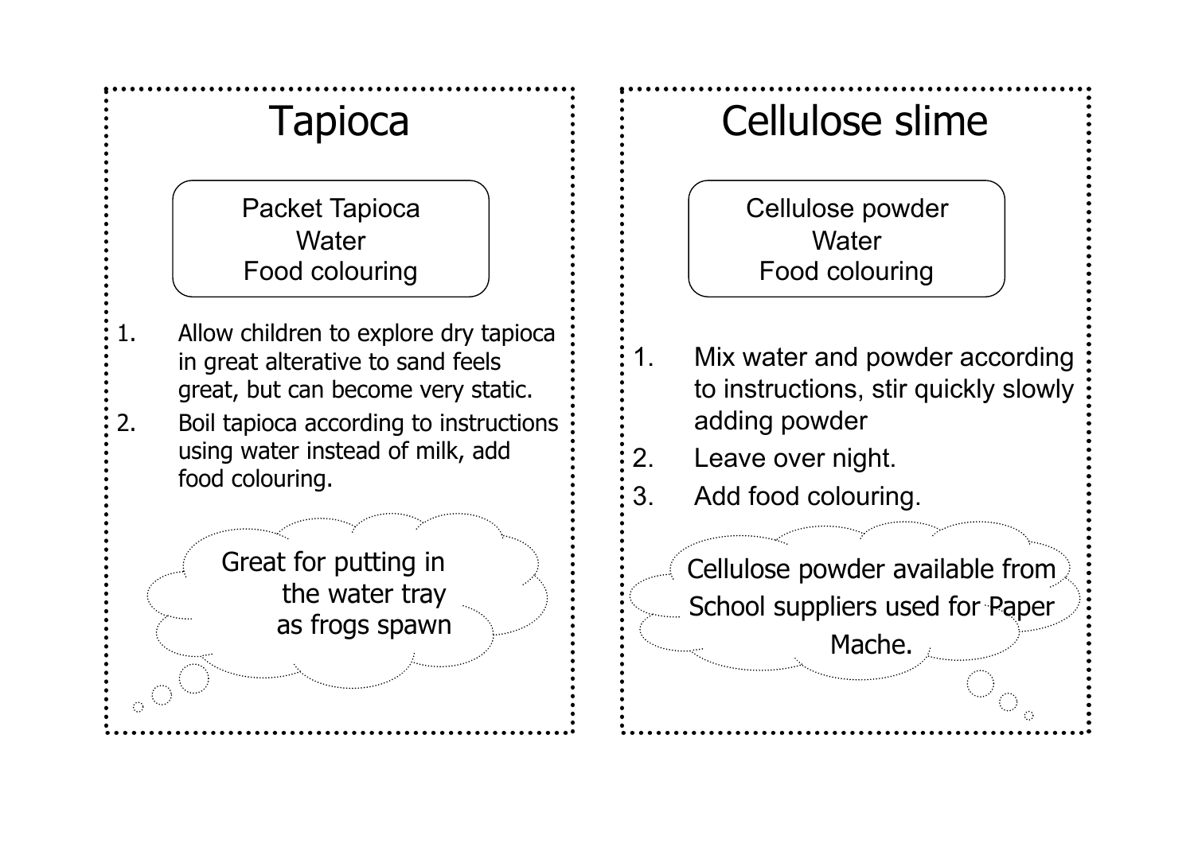# Tapioca

Packet Tapioca
Water
Food colouring

1. Allow children to explore dry tapioca in great alterative to sand feels great, but can become very static.
2. Boil tapioca according to instructions using water instead of milk, add food colouring.

Great for putting in the water tray as frogs spawn

# Cellulose slime

Cellulose powder
Water
Food colouring

1. Mix water and powder according to instructions, stir quickly slowly adding powder
2. Leave over night.
3. Add food colouring.

Cellulose powder available from School suppliers used for Paper Mache.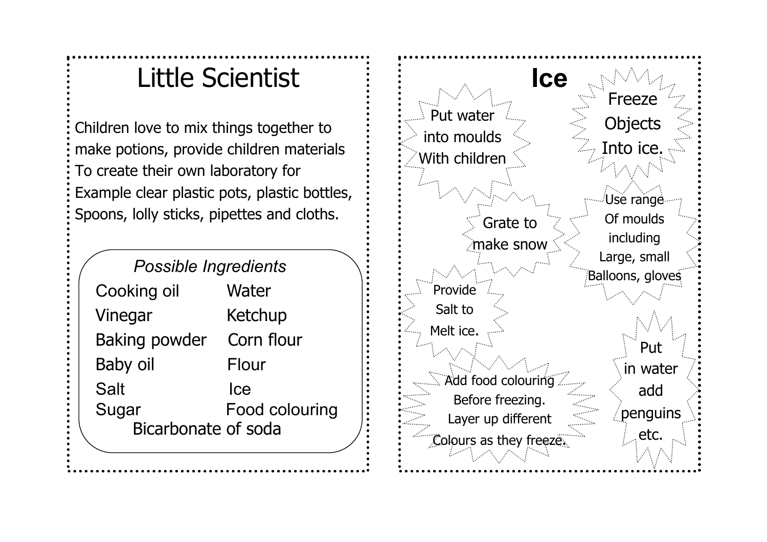# Little Scientist

Children love to mix things together to make potions, provide children materials To create their own laboratory for Example clear plastic pots, plastic bottles, Spoons, lolly sticks, pipettes and cloths.

*Possible Ingredients*

| | |
|---|---|
| Cooking oil | Water |
| Vinegar | Ketchup |
| Baking powder | Corn flour |
| Baby oil | Flour |
| Salt | Ice |
| Sugar | Food colouring |
| Bicarbonate of soda | |

# Ice

- Put water into moulds With children
- Freeze Objects Into ice.
- Grate to make snow
- Use range Of moulds including Large, small Balloons, gloves
- Provide Salt to Melt ice.
- Add food colouring Before freezing. Layer up different Colours as they freeze.
- Put in water add penguins etc.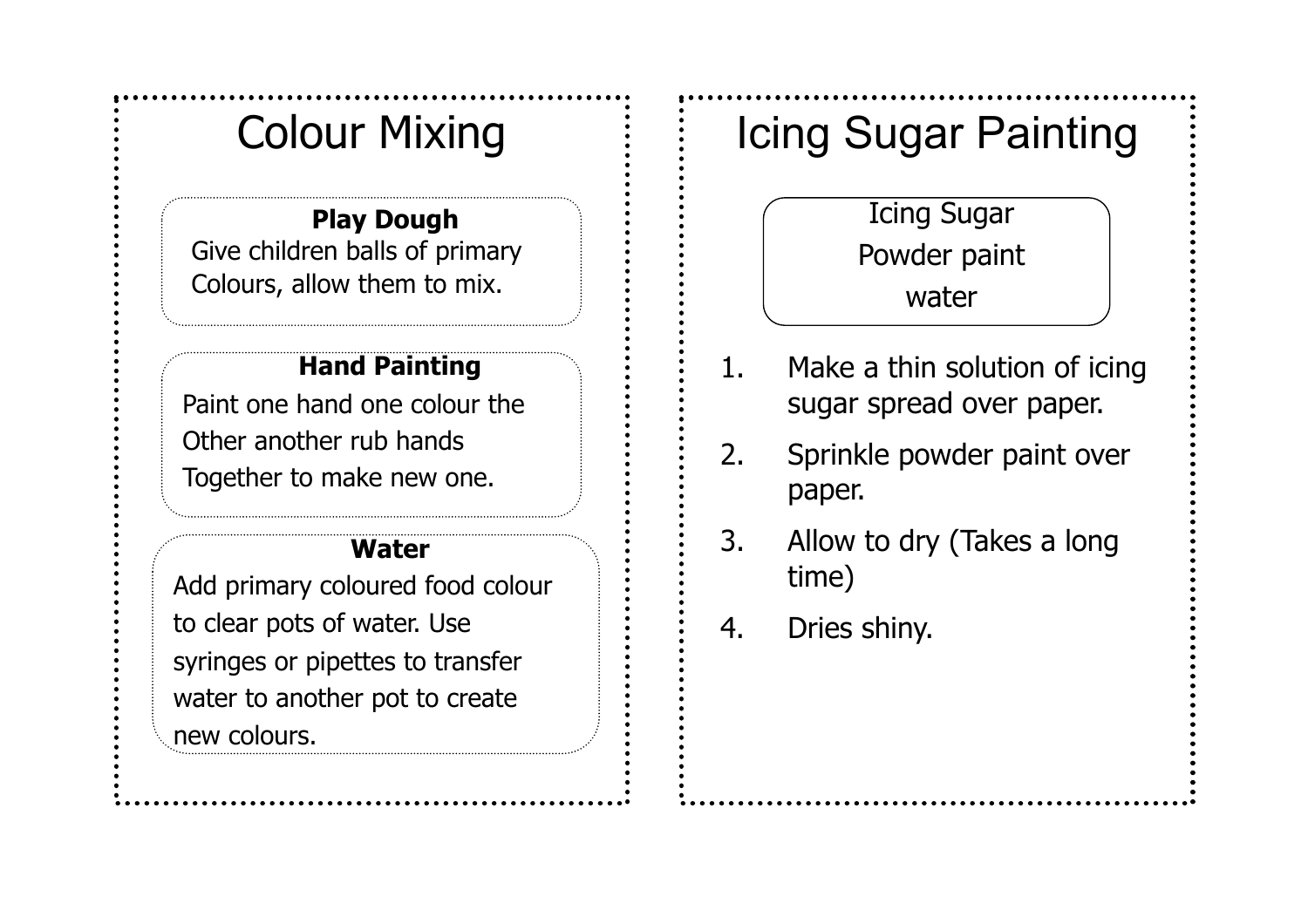# Colour Mixing

**Play Dough**

Give children balls of primary Colours, allow them to mix.

**Hand Painting**

Paint one hand one colour the Other another rub hands Together to make new one.

**Water**

Add primary coloured food colour to clear pots of water. Use syringes or pipettes to transfer water to another pot to create new colours.

# Icing Sugar Painting

Icing Sugar
Powder paint
water

1. Make a thin solution of icing sugar spread over paper.
2. Sprinkle powder paint over paper.
3. Allow to dry (Takes a long time)
4. Dries shiny.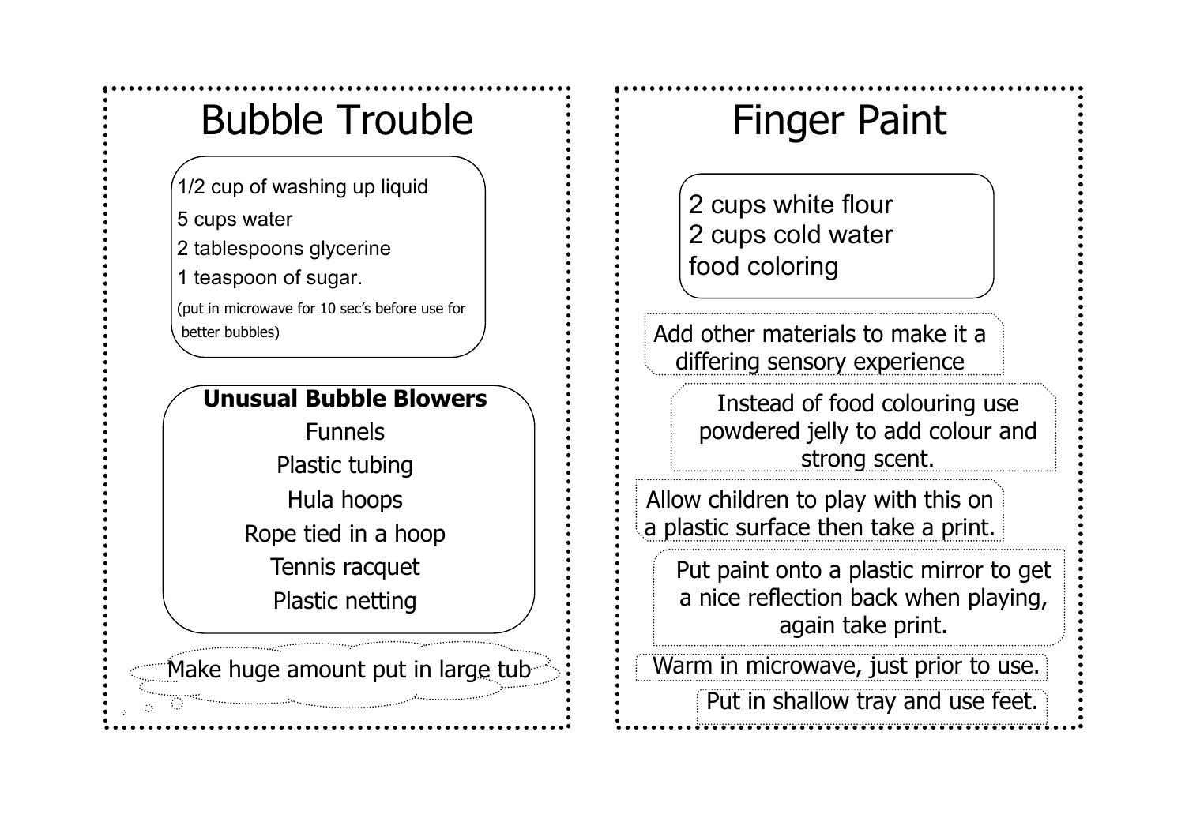# Bubble Trouble

1/2 cup of washing up liquid

5 cups water

2 tablespoons glycerine

1 teaspoon of sugar.

(put in microwave for 10 sec's before use for better bubbles)

**Unusual Bubble Blowers**

Funnels

Plastic tubing

Hula hoops

Rope tied in a hoop

Tennis racquet

Plastic netting

Make huge amount put in large tub

# Finger Paint

2 cups white flour
2 cups cold water
food coloring

Add other materials to make it a differing sensory experience

Instead of food colouring use powdered jelly to add colour and strong scent.

Allow children to play with this on a plastic surface then take a print.

Put paint onto a plastic mirror to get a nice reflection back when playing, again take print.

Warm in microwave, just prior to use.

Put in shallow tray and use feet.